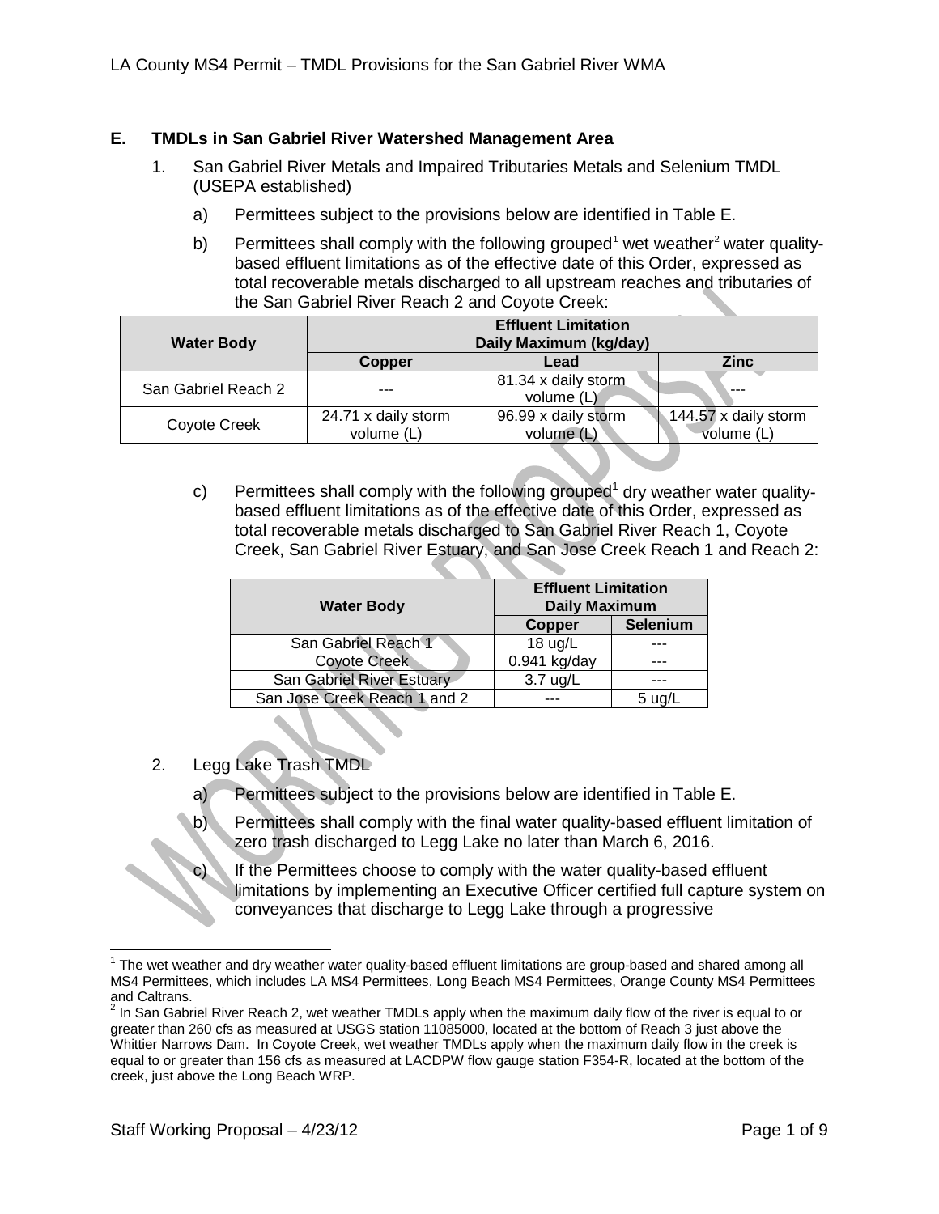### E. TMDLs in San Gabriel River Watershed Management Area

1. San Gabriel River Metals and Impaired Tributaries Metals and Selenium TMDL (USEPA established)

   a) Permittees subject to the provisions below are identified in Table E.

   b) Permittees shall comply with the following grouped[1] wet weather[2] water quality-based effluent limitations as of the effective date of this Order, expressed as total recoverable metals discharged to all upstream reaches and tributaries of the San Gabriel River Reach 2 and Coyote Creek:

| Water Body | Effluent Limitation Daily Maximum (kg/day) | | |
|---|---|---|---|
| | Copper | Lead | Zinc |
| San Gabriel Reach 2 | --- | 81.34 x daily storm volume (L) | --- |
| Coyote Creek | 24.71 x daily storm volume (L) | 96.99 x daily storm volume (L) | 144.57 x daily storm volume (L) |

   c) Permittees shall comply with the following grouped[1] dry weather water quality-based effluent limitations as of the effective date of this Order, expressed as total recoverable metals discharged to San Gabriel River Reach 1, Coyote Creek, San Gabriel River Estuary, and San Jose Creek Reach 1 and Reach 2:

| Water Body | Effluent Limitation Daily Maximum | |
|---|---|---|
| | Copper | Selenium |
| San Gabriel Reach 1 | 18 ug/L | --- |
| Coyote Creek | 0.941 kg/day | --- |
| San Gabriel River Estuary | 3.7 ug/L | --- |
| San Jose Creek Reach 1 and 2 | --- | 5 ug/L |

2. Legg Lake Trash TMDL

   a) Permittees subject to the provisions below are identified in Table E.

   b) Permittees shall comply with the final water quality-based effluent limitation of zero trash discharged to Legg Lake no later than March 6, 2016.

   c) If the Permittees choose to comply with the water quality-based effluent limitations by implementing an Executive Officer certified full capture system on conveyances that discharge to Legg Lake through a progressive

---

[1] The wet weather and dry weather water quality-based effluent limitations are group-based and shared among all MS4 Permittees, which includes LA MS4 Permittees, Long Beach MS4 Permittees, Orange County MS4 Permittees and Caltrans.

[2] In San Gabriel River Reach 2, wet weather TMDLs apply when the maximum daily flow of the river is equal to or greater than 260 cfs as measured at USGS station 11085000, located at the bottom of Reach 3 just above the Whittier Narrows Dam. In Coyote Creek, wet weather TMDLs apply when the maximum daily flow in the creek is equal to or greater than 156 cfs as measured at LACDPW flow gauge station F354-R, located at the bottom of the creek, just above the Long Beach WRP.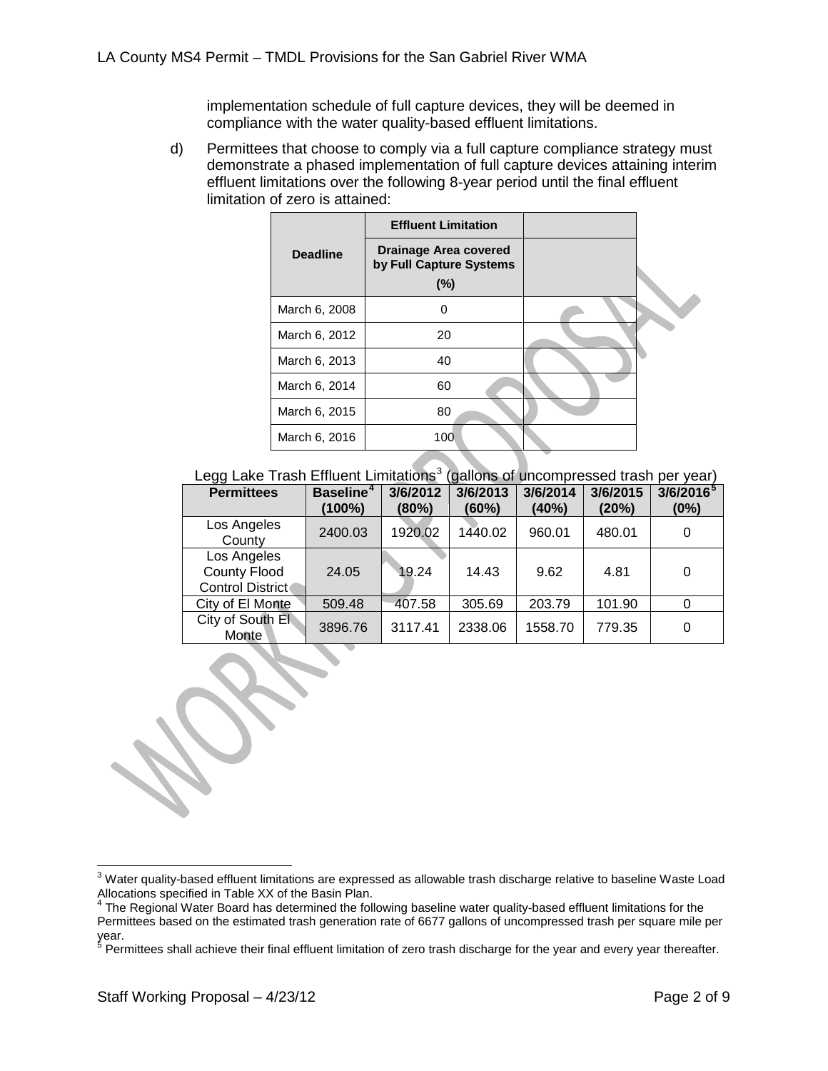implementation schedule of full capture devices, they will be deemed in compliance with the water quality-based effluent limitations.

d) Permittees that choose to comply via a full capture compliance strategy must demonstrate a phased implementation of full capture devices attaining interim effluent limitations over the following 8-year period until the final effluent limitation of zero is attained:

| Deadline | Effluent Limitation | |
|---|---|---|
| | Drainage Area covered by Full Capture Systems (%) | |
| March 6, 2008 | 0 | |
| March 6, 2012 | 20 | |
| March 6, 2013 | 40 | |
| March 6, 2014 | 60 | |
| March 6, 2015 | 80 | |
| March 6, 2016 | 100 | |

Legg Lake Trash Effluent Limitations[3] (gallons of uncompressed trash per year)

| Permittees | Baseline[4] (100%) | 3/6/2012 (80%) | 3/6/2013 (60%) | 3/6/2014 (40%) | 3/6/2015 (20%) | 3/6/2016[5] (0%) |
|---|---|---|---|---|---|---|
| Los Angeles County | 2400.03 | 1920.02 | 1440.02 | 960.01 | 480.01 | 0 |
| Los Angeles County Flood Control District | 24.05 | 19.24 | 14.43 | 9.62 | 4.81 | 0 |
| City of El Monte | 509.48 | 407.58 | 305.69 | 203.79 | 101.90 | 0 |
| City of South El Monte | 3896.76 | 3117.41 | 2338.06 | 1558.70 | 779.35 | 0 |

[3] Water quality-based effluent limitations are expressed as allowable trash discharge relative to baseline Waste Load Allocations specified in Table XX of the Basin Plan.

[4] The Regional Water Board has determined the following baseline water quality-based effluent limitations for the Permittees based on the estimated trash generation rate of 6677 gallons of uncompressed trash per square mile per year.

[5] Permittees shall achieve their final effluent limitation of zero trash discharge for the year and every year thereafter.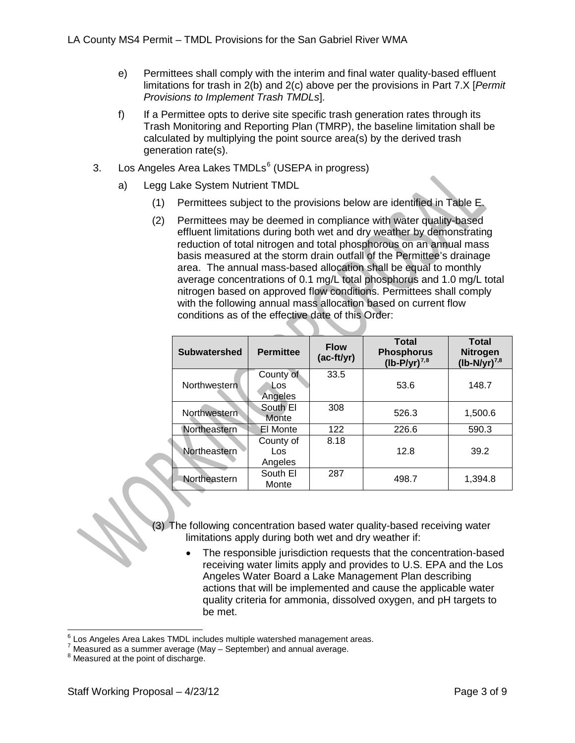e) Permittees shall comply with the interim and final water quality-based effluent limitations for trash in 2(b) and 2(c) above per the provisions in Part 7.X [*Permit Provisions to Implement Trash TMDLs*].

f) If a Permittee opts to derive site specific trash generation rates through its Trash Monitoring and Reporting Plan (TMRP), the baseline limitation shall be calculated by multiplying the point source area(s) by the derived trash generation rate(s).

3. Los Angeles Area Lakes TMDLs[6] (USEPA in progress)

a) Legg Lake System Nutrient TMDL

(1) Permittees subject to the provisions below are identified in Table E.

(2) Permittees may be deemed in compliance with water quality-based effluent limitations during both wet and dry weather by demonstrating reduction of total nitrogen and total phosphorous on an annual mass basis measured at the storm drain outfall of the Permittee's drainage area. The annual mass-based allocation shall be equal to monthly average concentrations of 0.1 mg/L total phosphorus and 1.0 mg/L total nitrogen based on approved flow conditions. Permittees shall comply with the following annual mass allocation based on current flow conditions as of the effective date of this Order:

| Subwatershed | Permittee | Flow (ac-ft/yr) | Total Phosphorus (lb-P/yr)[7,8] | Total Nitrogen (lb-N/yr)[7,8] |
|---|---|---|---|---|
| Northwestern | County of Los Angeles | 33.5 | 53.6 | 148.7 |
| Northwestern | South El Monte | 308 | 526.3 | 1,500.6 |
| Northeastern | El Monte | 122 | 226.6 | 590.3 |
| Northeastern | County of Los Angeles | 8.18 | 12.8 | 39.2 |
| Northeastern | South El Monte | 287 | 498.7 | 1,394.8 |

(3) The following concentration based water quality-based receiving water limitations apply during both wet and dry weather if:

- The responsible jurisdiction requests that the concentration-based receiving water limits apply and provides to U.S. EPA and the Los Angeles Water Board a Lake Management Plan describing actions that will be implemented and cause the applicable water quality criteria for ammonia, dissolved oxygen, and pH targets to be met.

---

[6] Los Angeles Area Lakes TMDL includes multiple watershed management areas.
[7] Measured as a summer average (May – September) and annual average.
[8] Measured at the point of discharge.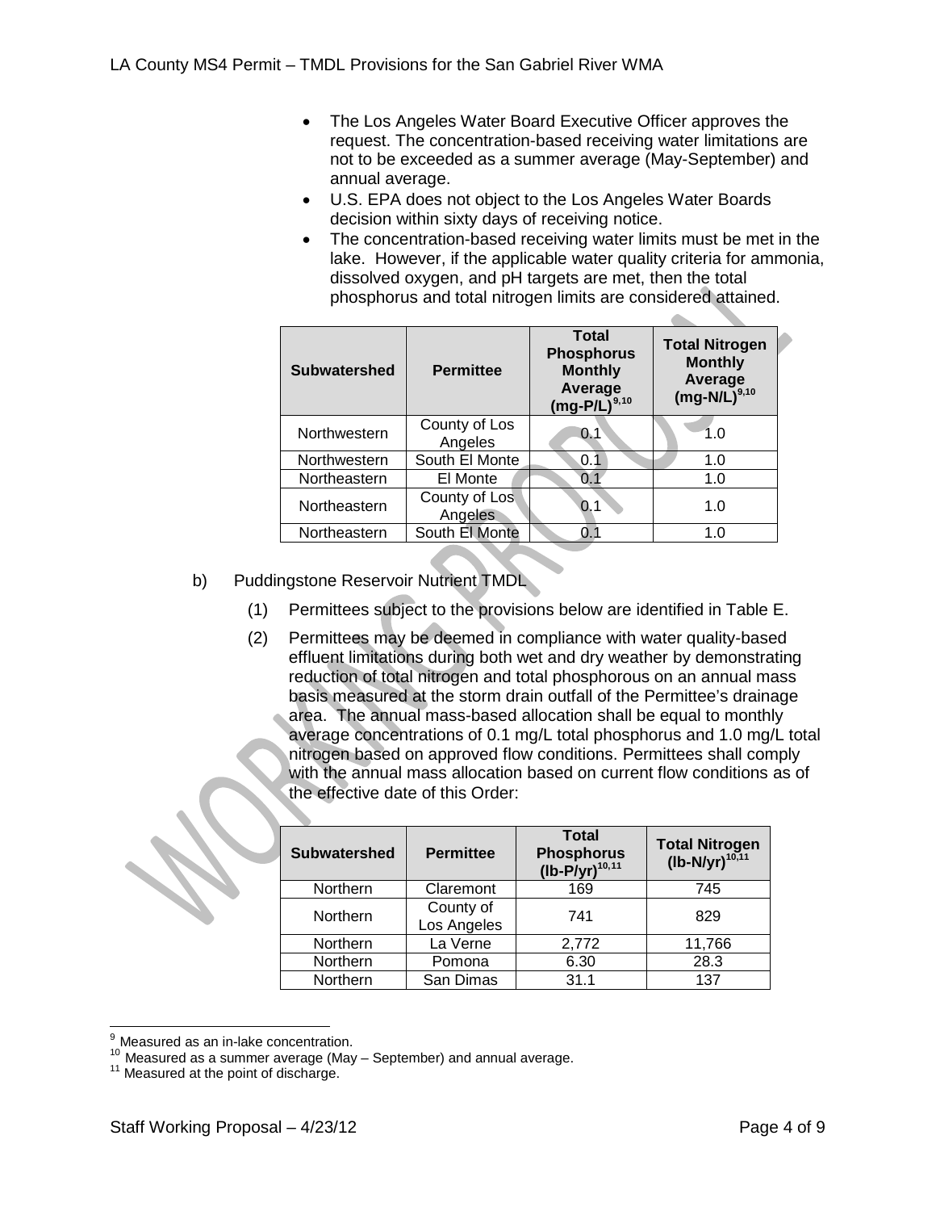- The Los Angeles Water Board Executive Officer approves the request. The concentration-based receiving water limitations are not to be exceeded as a summer average (May-September) and annual average.
- U.S. EPA does not object to the Los Angeles Water Boards decision within sixty days of receiving notice.
- The concentration-based receiving water limits must be met in the lake. However, if the applicable water quality criteria for ammonia, dissolved oxygen, and pH targets are met, then the total phosphorus and total nitrogen limits are considered attained.

| Subwatershed | Permittee | Total Phosphorus Monthly Average (mg-P/L)[9,10] | Total Nitrogen Monthly Average (mg-N/L)[9,10] |
|---|---|---|---|
| Northwestern | County of Los Angeles | 0.1 | 1.0 |
| Northwestern | South El Monte | 0.1 | 1.0 |
| Northeastern | El Monte | 0.1 | 1.0 |
| Northeastern | County of Los Angeles | 0.1 | 1.0 |
| Northeastern | South El Monte | 0.1 | 1.0 |

b) Puddingstone Reservoir Nutrient TMDL

(1) Permittees subject to the provisions below are identified in Table E.

(2) Permittees may be deemed in compliance with water quality-based effluent limitations during both wet and dry weather by demonstrating reduction of total nitrogen and total phosphorous on an annual mass basis measured at the storm drain outfall of the Permittee's drainage area. The annual mass-based allocation shall be equal to monthly average concentrations of 0.1 mg/L total phosphorus and 1.0 mg/L total nitrogen based on approved flow conditions. Permittees shall comply with the annual mass allocation based on current flow conditions as of the effective date of this Order:

| Subwatershed | Permittee | Total Phosphorus (lb-P/yr)[10,11] | Total Nitrogen (lb-N/yr)[10,11] |
|---|---|---|---|
| Northern | Claremont | 169 | 745 |
| Northern | County of Los Angeles | 741 | 829 |
| Northern | La Verne | 2,772 | 11,766 |
| Northern | Pomona | 6.30 | 28.3 |
| Northern | San Dimas | 31.1 | 137 |

[9] Measured as an in-lake concentration.

[10] Measured as a summer average (May – September) and annual average.

[11] Measured at the point of discharge.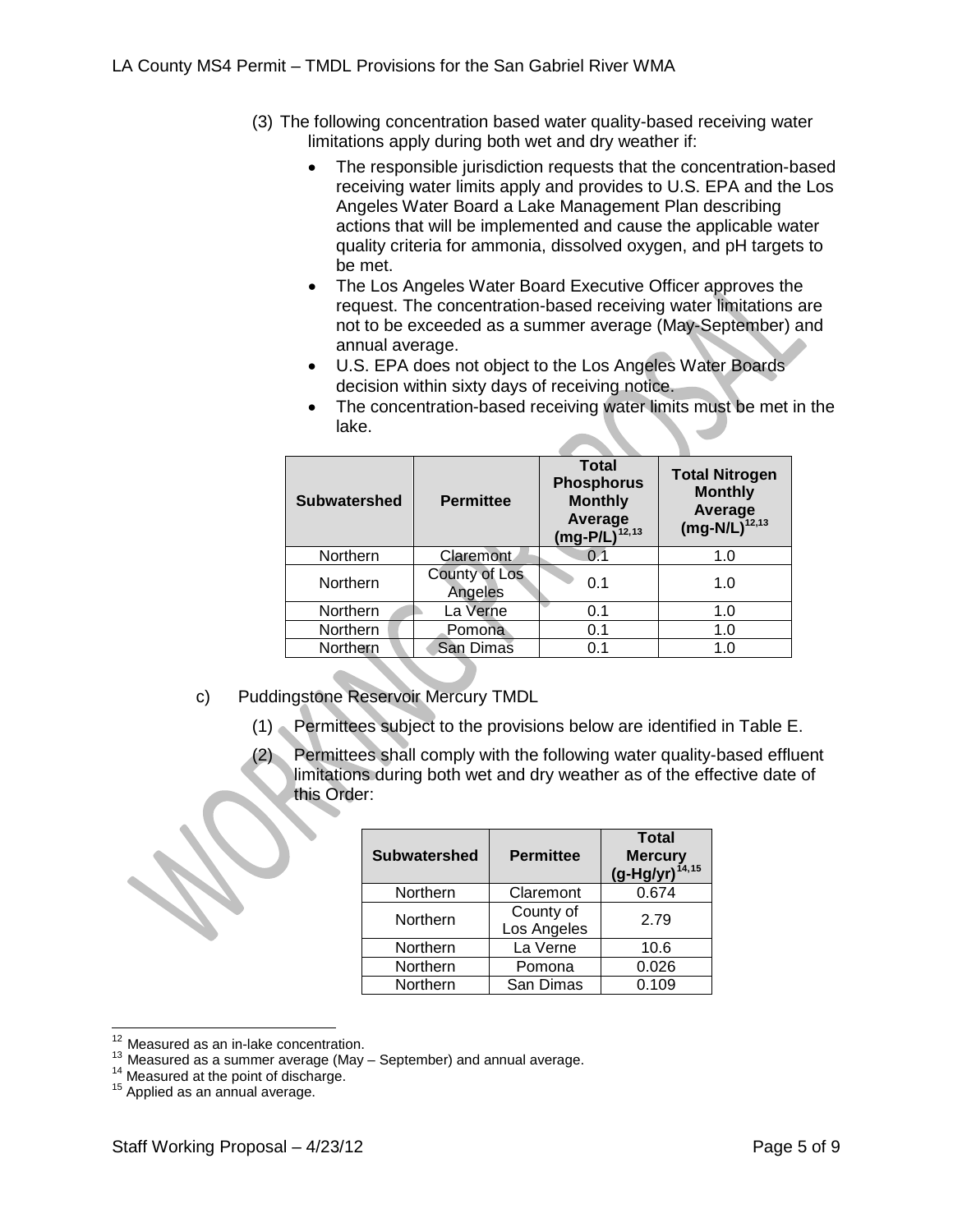(3) The following concentration based water quality-based receiving water limitations apply during both wet and dry weather if:

- The responsible jurisdiction requests that the concentration-based receiving water limits apply and provides to U.S. EPA and the Los Angeles Water Board a Lake Management Plan describing actions that will be implemented and cause the applicable water quality criteria for ammonia, dissolved oxygen, and pH targets to be met.
- The Los Angeles Water Board Executive Officer approves the request. The concentration-based receiving water limitations are not to be exceeded as a summer average (May-September) and annual average.
- U.S. EPA does not object to the Los Angeles Water Boards decision within sixty days of receiving notice.
- The concentration-based receiving water limits must be met in the lake.

| Subwatershed | Permittee | Total Phosphorus Monthly Average (mg-P/L)[12,13] | Total Nitrogen Monthly Average (mg-N/L)[12,13] |
|---|---|---|---|
| Northern | Claremont | 0.1 | 1.0 |
| Northern | County of Los Angeles | 0.1 | 1.0 |
| Northern | La Verne | 0.1 | 1.0 |
| Northern | Pomona | 0.1 | 1.0 |
| Northern | San Dimas | 0.1 | 1.0 |

c) Puddingstone Reservoir Mercury TMDL

(1) Permittees subject to the provisions below are identified in Table E.

(2) Permittees shall comply with the following water quality-based effluent limitations during both wet and dry weather as of the effective date of this Order:

| Subwatershed | Permittee | Total Mercury (g-Hg/yr)[14,15] |
|---|---|---|
| Northern | Claremont | 0.674 |
| Northern | County of Los Angeles | 2.79 |
| Northern | La Verne | 10.6 |
| Northern | Pomona | 0.026 |
| Northern | San Dimas | 0.109 |

[12] Measured as an in-lake concentration.

[13] Measured as a summer average (May – September) and annual average.

[14] Measured at the point of discharge.

[15] Applied as an annual average.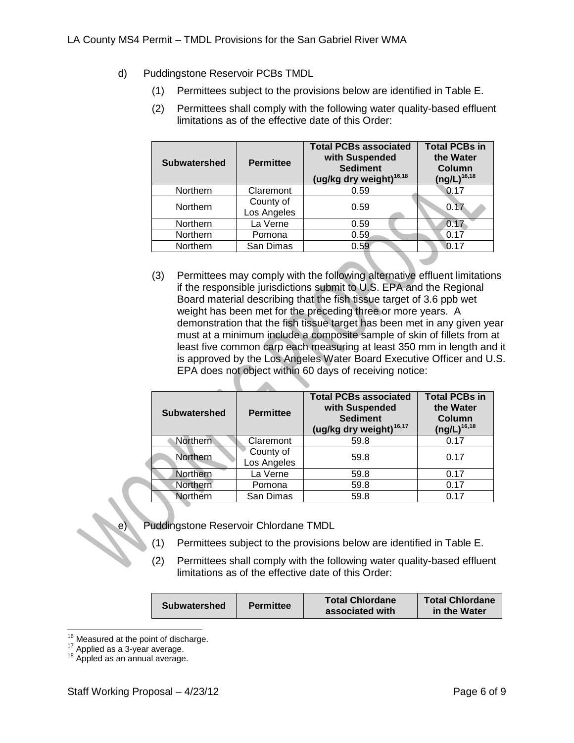d) Puddingstone Reservoir PCBs TMDL

(1) Permittees subject to the provisions below are identified in Table E.

(2) Permittees shall comply with the following water quality-based effluent limitations as of the effective date of this Order:

| Subwatershed | Permittee | Total PCBs associated with Suspended Sediment (ug/kg dry weight)[16,18] | Total PCBs in the Water Column (ng/L)[16,18] |
|---|---|---|---|
| Northern | Claremont | 0.59 | 0.17 |
| Northern | County of Los Angeles | 0.59 | 0.17 |
| Northern | La Verne | 0.59 | 0.17 |
| Northern | Pomona | 0.59 | 0.17 |
| Northern | San Dimas | 0.59 | 0.17 |

(3) Permittees may comply with the following alternative effluent limitations if the responsible jurisdictions submit to U.S. EPA and the Regional Board material describing that the fish tissue target of 3.6 ppb wet weight has been met for the preceding three or more years. A demonstration that the fish tissue target has been met in any given year must at a minimum include a composite sample of skin of fillets from at least five common carp each measuring at least 350 mm in length and it is approved by the Los Angeles Water Board Executive Officer and U.S. EPA does not object within 60 days of receiving notice:

| Subwatershed | Permittee | Total PCBs associated with Suspended Sediment (ug/kg dry weight)[16,17] | Total PCBs in the Water Column (ng/L)[16,18] |
|---|---|---|---|
| Northern | Claremont | 59.8 | 0.17 |
| Northern | County of Los Angeles | 59.8 | 0.17 |
| Northern | La Verne | 59.8 | 0.17 |
| Northern | Pomona | 59.8 | 0.17 |
| Northern | San Dimas | 59.8 | 0.17 |

e) Puddingstone Reservoir Chlordane TMDL

(1) Permittees subject to the provisions below are identified in Table E.

(2) Permittees shall comply with the following water quality-based effluent limitations as of the effective date of this Order:

| Subwatershed | Permittee | Total Chlordane associated with | Total Chlordane in the Water |
|---|---|---|---|

[16] Measured at the point of discharge.
[17] Applied as a 3-year average.
[18] Appled as an annual average.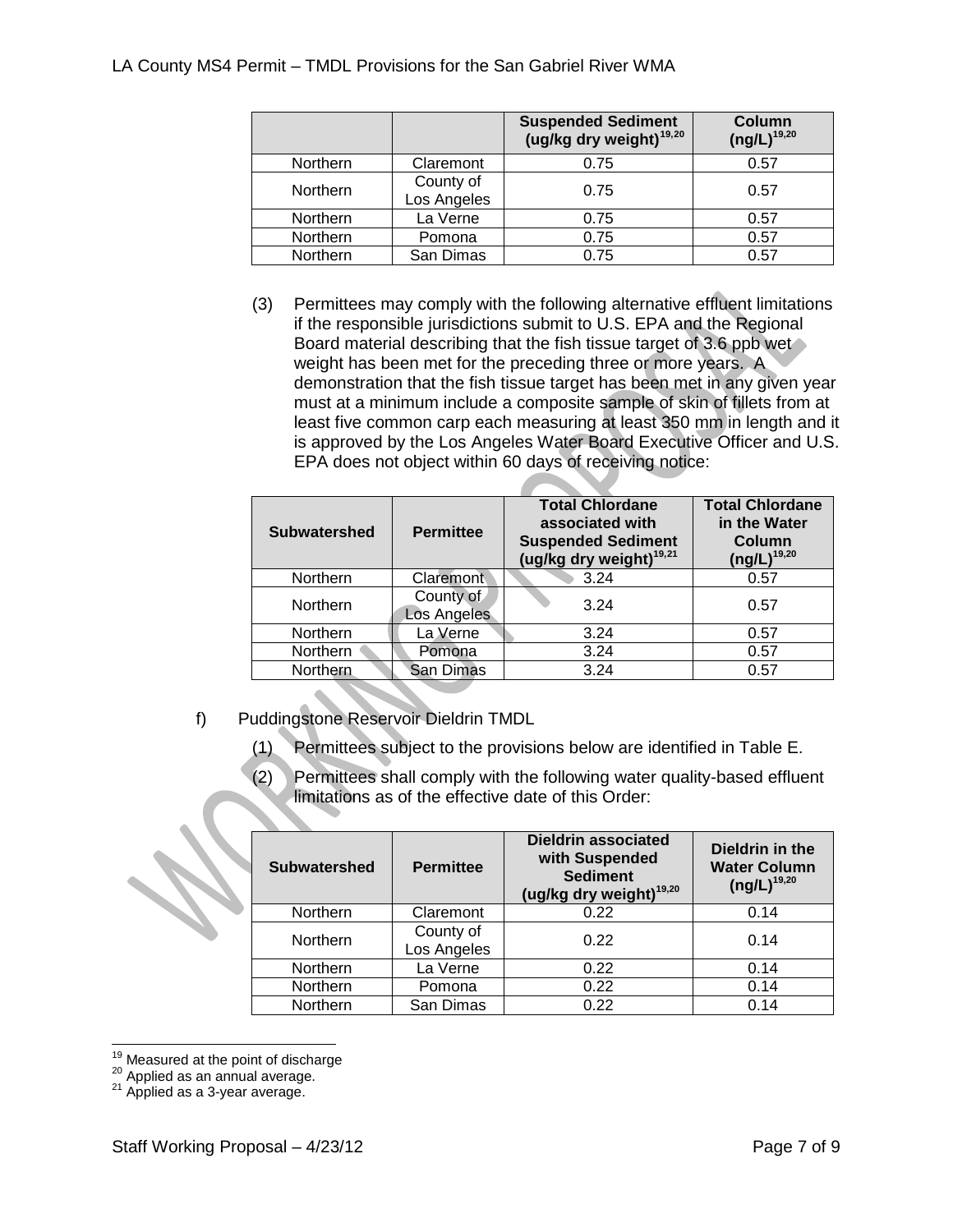| | | Suspended Sediment (ug/kg dry weight)[19,20] | Column (ng/L)[19,20] |
|---|---|---|---|
| Northern | Claremont | 0.75 | 0.57 |
| Northern | County of Los Angeles | 0.75 | 0.57 |
| Northern | La Verne | 0.75 | 0.57 |
| Northern | Pomona | 0.75 | 0.57 |
| Northern | San Dimas | 0.75 | 0.57 |

(3) Permittees may comply with the following alternative effluent limitations if the responsible jurisdictions submit to U.S. EPA and the Regional Board material describing that the fish tissue target of 3.6 ppb wet weight has been met for the preceding three or more years. A demonstration that the fish tissue target has been met in any given year must at a minimum include a composite sample of skin of fillets from at least five common carp each measuring at least 350 mm in length and it is approved by the Los Angeles Water Board Executive Officer and U.S. EPA does not object within 60 days of receiving notice:

| Subwatershed | Permittee | Total Chlordane associated with Suspended Sediment (ug/kg dry weight)[19,21] | Total Chlordane in the Water Column (ng/L)[19,20] |
|---|---|---|---|
| Northern | Claremont | 3.24 | 0.57 |
| Northern | County of Los Angeles | 3.24 | 0.57 |
| Northern | La Verne | 3.24 | 0.57 |
| Northern | Pomona | 3.24 | 0.57 |
| Northern | San Dimas | 3.24 | 0.57 |

f) Puddingstone Reservoir Dieldrin TMDL

(1) Permittees subject to the provisions below are identified in Table E.

(2) Permittees shall comply with the following water quality-based effluent limitations as of the effective date of this Order:

| Subwatershed | Permittee | Dieldrin associated with Suspended Sediment (ug/kg dry weight)[19,20] | Dieldrin in the Water Column (ng/L)[19,20] |
|---|---|---|---|
| Northern | Claremont | 0.22 | 0.14 |
| Northern | County of Los Angeles | 0.22 | 0.14 |
| Northern | La Verne | 0.22 | 0.14 |
| Northern | Pomona | 0.22 | 0.14 |
| Northern | San Dimas | 0.22 | 0.14 |

[19] Measured at the point of discharge
[20] Applied as an annual average.
[21] Applied as a 3-year average.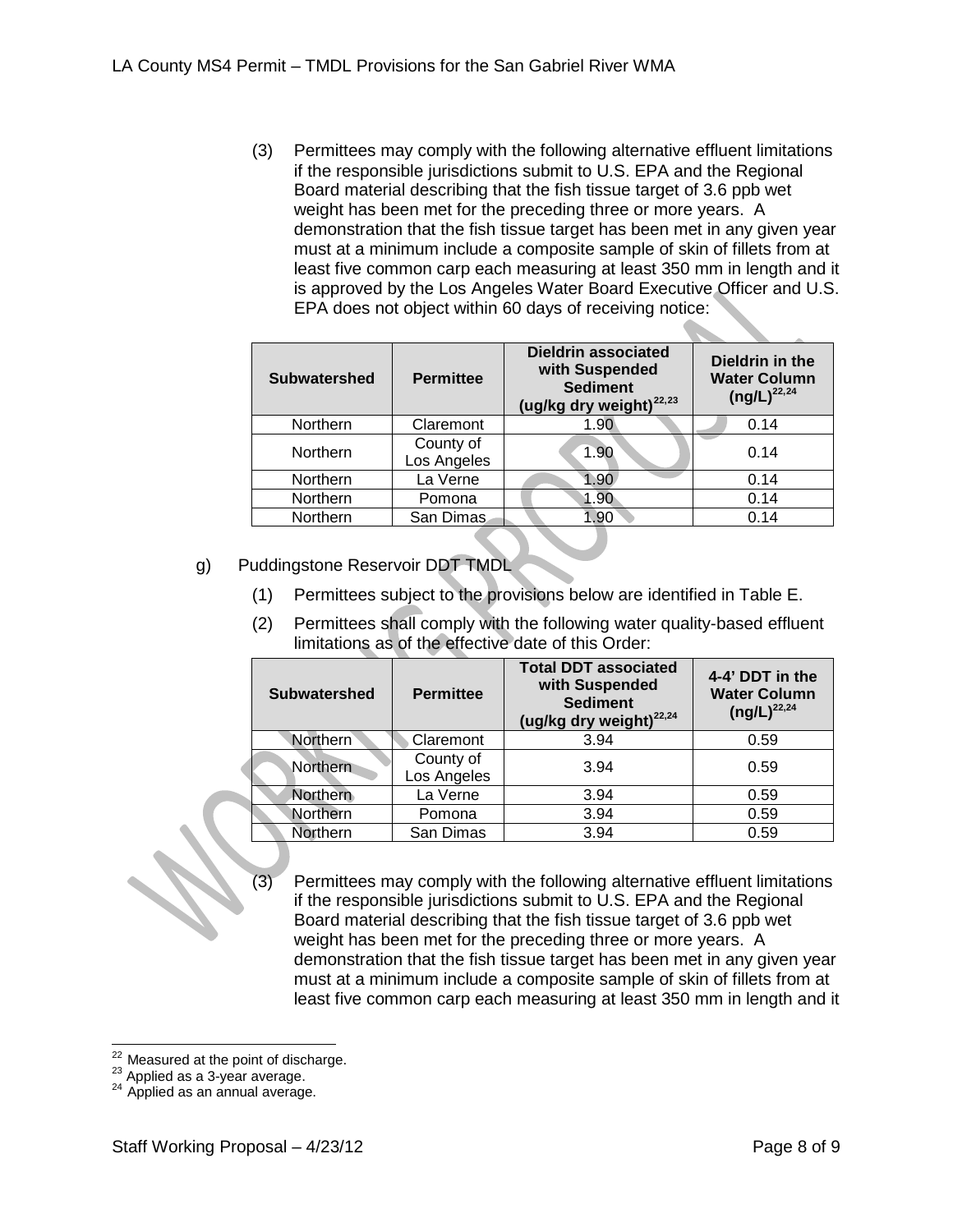(3) Permittees may comply with the following alternative effluent limitations if the responsible jurisdictions submit to U.S. EPA and the Regional Board material describing that the fish tissue target of 3.6 ppb wet weight has been met for the preceding three or more years. A demonstration that the fish tissue target has been met in any given year must at a minimum include a composite sample of skin of fillets from at least five common carp each measuring at least 350 mm in length and it is approved by the Los Angeles Water Board Executive Officer and U.S. EPA does not object within 60 days of receiving notice:

| Subwatershed | Permittee | Dieldrin associated with Suspended Sediment (ug/kg dry weight)[22,23] | Dieldrin in the Water Column (ng/L)[22,24] |
|---|---|---|---|
| Northern | Claremont | 1.90 | 0.14 |
| Northern | County of Los Angeles | 1.90 | 0.14 |
| Northern | La Verne | 1.90 | 0.14 |
| Northern | Pomona | 1.90 | 0.14 |
| Northern | San Dimas | 1.90 | 0.14 |

g) Puddingstone Reservoir DDT TMDL

(1) Permittees subject to the provisions below are identified in Table E.

(2) Permittees shall comply with the following water quality-based effluent limitations as of the effective date of this Order:

| Subwatershed | Permittee | Total DDT associated with Suspended Sediment (ug/kg dry weight)[22,24] | 4-4' DDT in the Water Column (ng/L)[22,24] |
|---|---|---|---|
| Northern | Claremont | 3.94 | 0.59 |
| Northern | County of Los Angeles | 3.94 | 0.59 |
| Northern | La Verne | 3.94 | 0.59 |
| Northern | Pomona | 3.94 | 0.59 |
| Northern | San Dimas | 3.94 | 0.59 |

(3) Permittees may comply with the following alternative effluent limitations if the responsible jurisdictions submit to U.S. EPA and the Regional Board material describing that the fish tissue target of 3.6 ppb wet weight has been met for the preceding three or more years. A demonstration that the fish tissue target has been met in any given year must at a minimum include a composite sample of skin of fillets from at least five common carp each measuring at least 350 mm in length and it

[22] Measured at the point of discharge.
[23] Applied as a 3-year average.
[24] Applied as an annual average.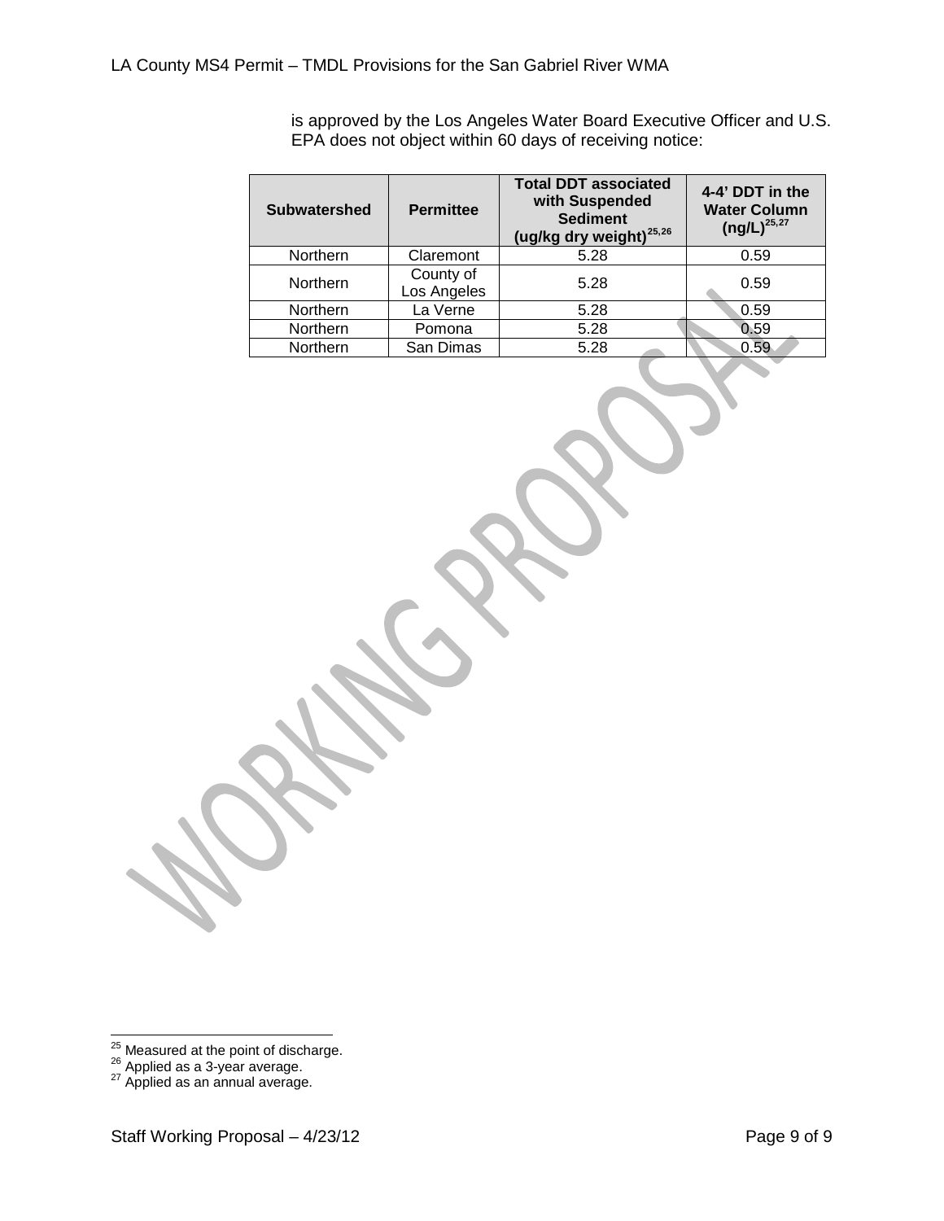is approved by the Los Angeles Water Board Executive Officer and U.S. EPA does not object within 60 days of receiving notice:

| Subwatershed | Permittee | Total DDT associated with Suspended Sediment (ug/kg dry weight)[25,26] | 4-4' DDT in the Water Column (ng/L)[25,27] |
|---|---|---|---|
| Northern | Claremont | 5.28 | 0.59 |
| Northern | County of Los Angeles | 5.28 | 0.59 |
| Northern | La Verne | 5.28 | 0.59 |
| Northern | Pomona | 5.28 | 0.59 |
| Northern | San Dimas | 5.28 | 0.59 |

[25] Measured at the point of discharge.

[26] Applied as a 3-year average.

[27] Applied as an annual average.